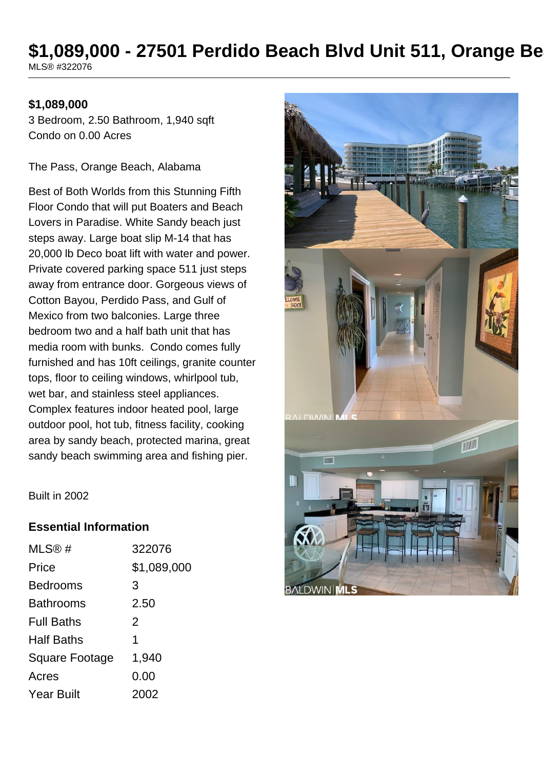# $1,089,000 - 27501 Perdido Beach Blvd Unit 511, Orange Be

MLS® #322076

**$1,089,000**
3 Bedroom, 2.50 Bathroom, 1,940 sqft
Condo on 0.00 Acres

The Pass, Orange Beach, Alabama

Best of Both Worlds from this Stunning Fifth Floor Condo that will put Boaters and Beach Lovers in Paradise. White Sandy beach just steps away. Large boat slip M-14 that has 20,000 lb Deco boat lift with water and power. Private covered parking space 511 just steps away from entrance door. Gorgeous views of Cotton Bayou, Perdido Pass, and Gulf of Mexico from two balconies. Large three bedroom two and a half bath unit that has media room with bunks. Condo comes fully furnished and has 10ft ceilings, granite counter tops, floor to ceiling windows, whirlpool tub, wet bar, and stainless steel appliances. Complex features indoor heated pool, large outdoor pool, hot tub, fitness facility, cooking area by sandy beach, protected marina, great sandy beach swimming area and fishing pier.

Built in 2002

## Essential Information

| | |
|---|---|
| MLS® # | 322076 |
| Price | $1,089,000 |
| Bedrooms | 3 |
| Bathrooms | 2.50 |
| Full Baths | 2 |
| Half Baths | 1 |
| Square Footage | 1,940 |
| Acres | 0.00 |
| Year Built | 2002 |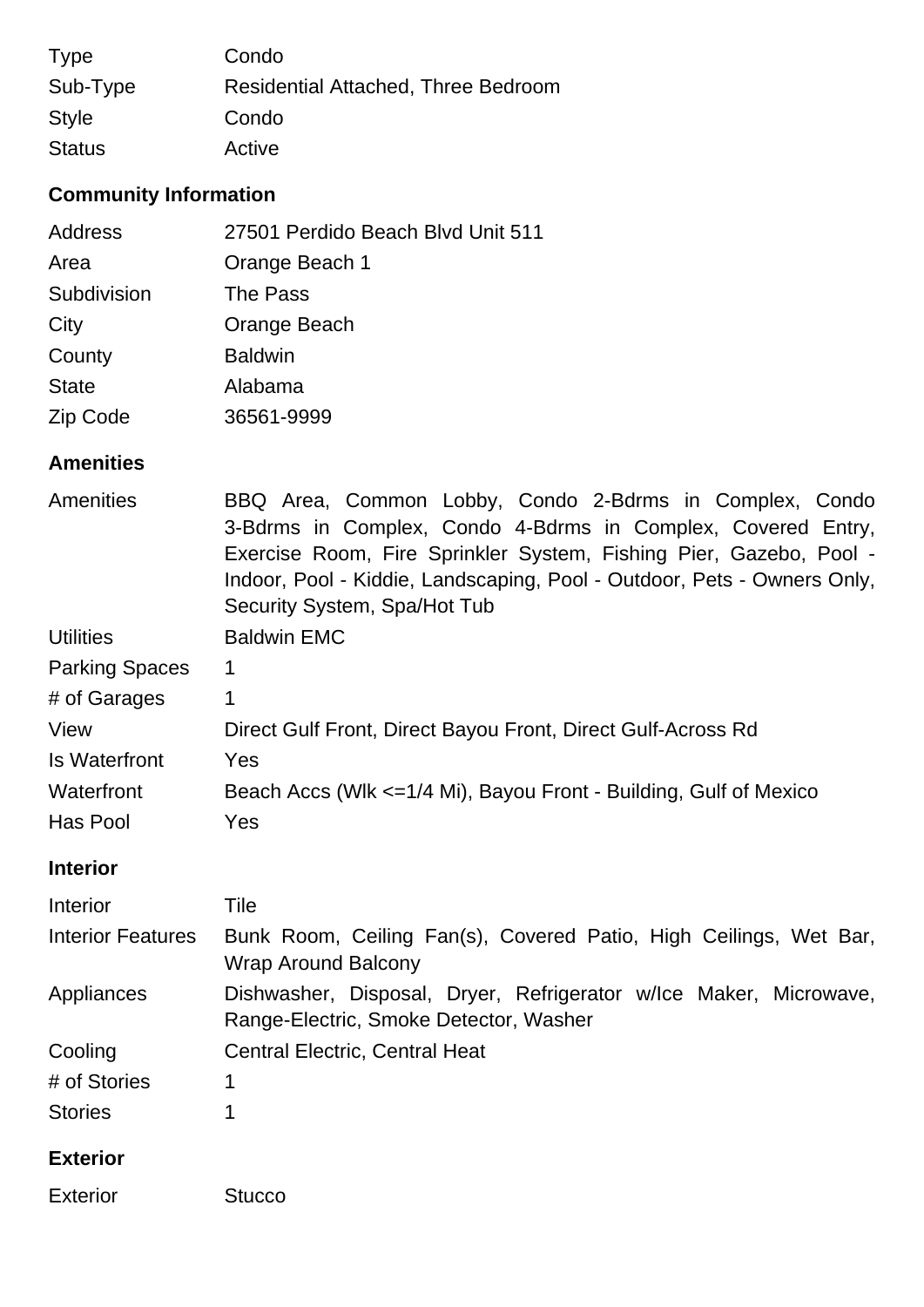| | |
|---|---|
| Type | Condo |
| Sub-Type | Residential Attached, Three Bedroom |
| Style | Condo |
| Status | Active |

## Community Information

| | |
|---|---|
| Address | 27501 Perdido Beach Blvd Unit 511 |
| Area | Orange Beach 1 |
| Subdivision | The Pass |
| City | Orange Beach |
| County | Baldwin |
| State | Alabama |
| Zip Code | 36561-9999 |

## Amenities

| | |
|---|---|
| Amenities | BBQ Area, Common Lobby, Condo 2-Bdrms in Complex, Condo 3-Bdrms in Complex, Condo 4-Bdrms in Complex, Covered Entry, Exercise Room, Fire Sprinkler System, Fishing Pier, Gazebo, Pool - Indoor, Pool - Kiddie, Landscaping, Pool - Outdoor, Pets - Owners Only, Security System, Spa/Hot Tub |
| Utilities | Baldwin EMC |
| Parking Spaces | 1 |
| # of Garages | 1 |
| View | Direct Gulf Front, Direct Bayou Front, Direct Gulf-Across Rd |
| Is Waterfront | Yes |
| Waterfront | Beach Accs (Wlk <=1/4 Mi), Bayou Front - Building, Gulf of Mexico |
| Has Pool | Yes |

## Interior

| | |
|---|---|
| Interior | Tile |
| Interior Features | Bunk Room, Ceiling Fan(s), Covered Patio, High Ceilings, Wet Bar, Wrap Around Balcony |
| Appliances | Dishwasher, Disposal, Dryer, Refrigerator w/Ice Maker, Microwave, Range-Electric, Smoke Detector, Washer |
| Cooling | Central Electric, Central Heat |
| # of Stories | 1 |
| Stories | 1 |

## Exterior

| | |
|---|---|
| Exterior | Stucco |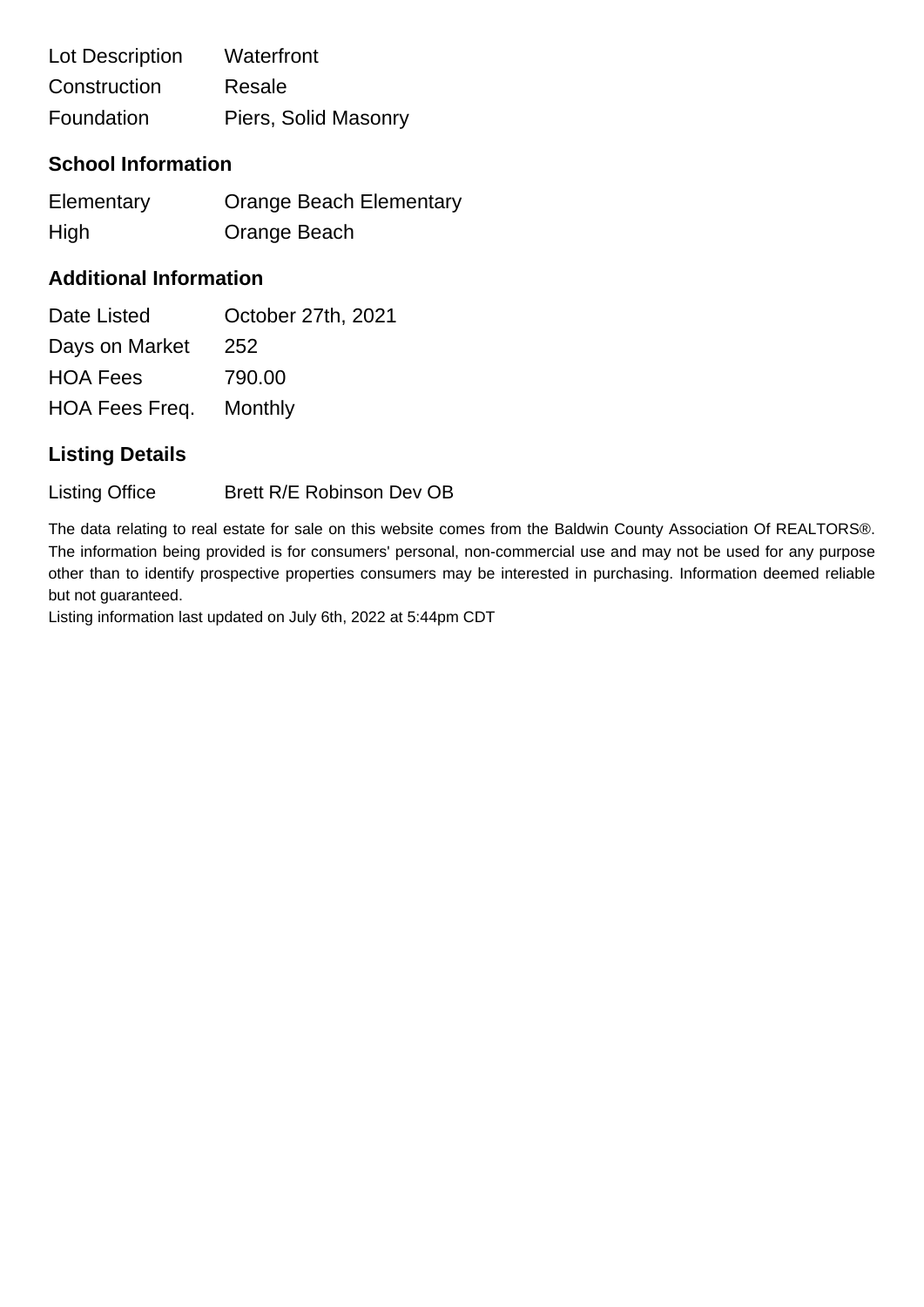| | |
|---|---|
| Lot Description | Waterfront |
| Construction | Resale |
| Foundation | Piers, Solid Masonry |

### School Information

| | |
|---|---|
| Elementary | Orange Beach Elementary |
| High | Orange Beach |

### Additional Information

| | |
|---|---|
| Date Listed | October 27th, 2021 |
| Days on Market | 252 |
| HOA Fees | 790.00 |
| HOA Fees Freq. | Monthly |

### Listing Details

| | |
|---|---|
| Listing Office | Brett R/E Robinson Dev OB |

The data relating to real estate for sale on this website comes from the Baldwin County Association Of REALTORS®. The information being provided is for consumers' personal, non-commercial use and may not be used for any purpose other than to identify prospective properties consumers may be interested in purchasing. Information deemed reliable but not guaranteed.

Listing information last updated on July 6th, 2022 at 5:44pm CDT